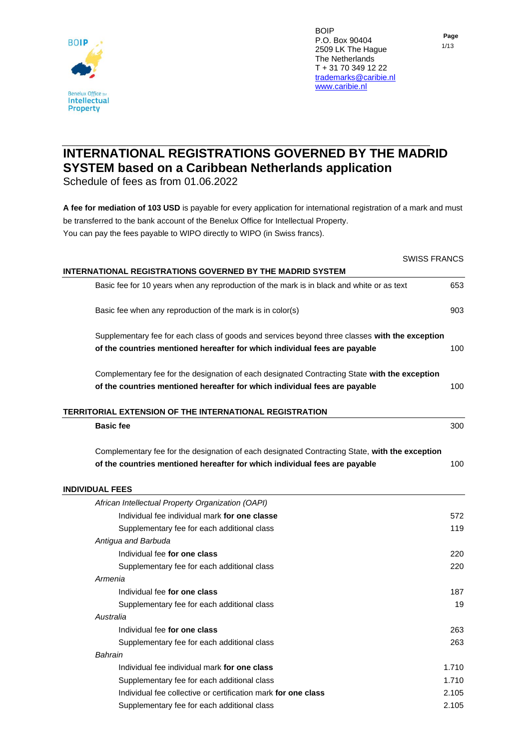BOIP
P.O. Box 90404
2509 LK The Hague
The Netherlands
T + 31 70 349 12 22
trademarks@caribie.nl
www.caribie.nl

Benelux Office for Intellectual Property

# INTERNATIONAL REGISTRATIONS GOVERNED BY THE MADRID SYSTEM based on a Caribbean Netherlands application

Schedule of fees as from 01.06.2022

**A fee for mediation of 103 USD** is payable for every application for international registration of a mark and must be transferred to the bank account of the Benelux Office for Intellectual Property.
You can pay the fees payable to WIPO directly to WIPO (in Swiss francs).

| | SWISS FRANCS |
|---|---|
| **INTERNATIONAL REGISTRATIONS GOVERNED BY THE MADRID SYSTEM** | |
| Basic fee for 10 years when any reproduction of the mark is in black and white or as text | 653 |
| Basic fee when any reproduction of the mark is in color(s) | 903 |
| Supplementary fee for each class of goods and services beyond three classes **with the exception of the countries mentioned hereafter for which individual fees are payable** | 100 |
| Complementary fee for the designation of each designated Contracting State **with the exception of the countries mentioned hereafter for which individual fees are payable** | 100 |
| **TERRITORIAL EXTENSION OF THE INTERNATIONAL REGISTRATION** | |
| **Basic fee** | 300 |
| Complementary fee for the designation of each designated Contracting State, **with the exception of the countries mentioned hereafter for which individual fees are payable** | 100 |
| **INDIVIDUAL FEES** | |
| *African Intellectual Property Organization (OAPI)* | |
| Individual fee individual mark **for one classe** | 572 |
| Supplementary fee for each additional class | 119 |
| *Antigua and Barbuda* | |
| Individual fee **for one class** | 220 |
| Supplementary fee for each additional class | 220 |
| *Armenia* | |
| Individual fee **for one class** | 187 |
| Supplementary fee for each additional class | 19 |
| *Australia* | |
| Individual fee **for one class** | 263 |
| Supplementary fee for each additional class | 263 |
| *Bahrain* | |
| Individual fee individual mark **for one class** | 1.710 |
| Supplementary fee for each additional class | 1.710 |
| Individual fee collective or certification mark **for one class** | 2.105 |
| Supplementary fee for each additional class | 2.105 |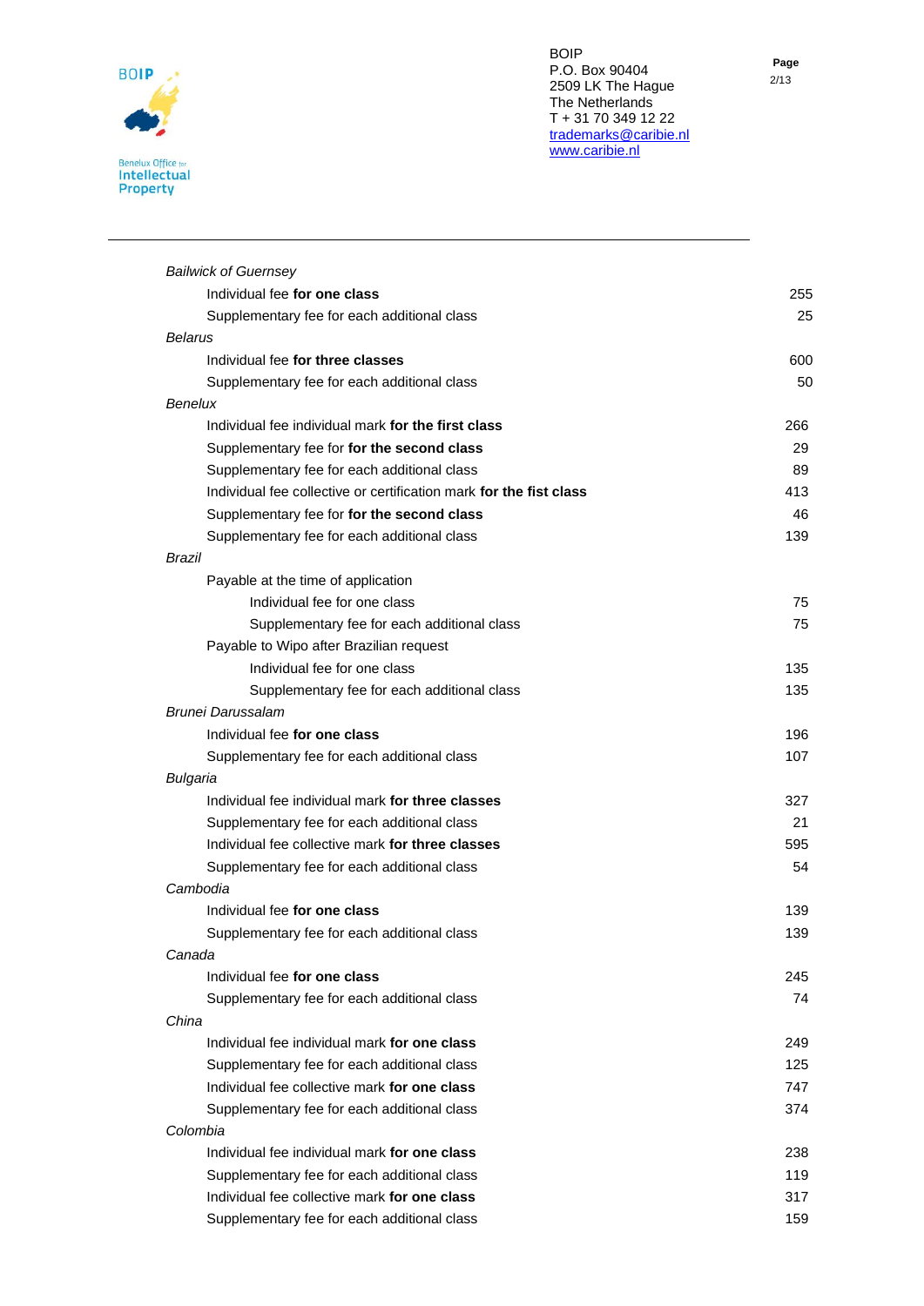| | |
|---|---|
| *Bailwick of Guernsey* | |
| Individual fee **for one class** | 255 |
| Supplementary fee for each additional class | 25 |
| *Belarus* | |
| Individual fee **for three classes** | 600 |
| Supplementary fee for each additional class | 50 |
| *Benelux* | |
| Individual fee individual mark **for the first class** | 266 |
| Supplementary fee for **for the second class** | 29 |
| Supplementary fee for each additional class | 89 |
| Individual fee collective or certification mark **for the fist class** | 413 |
| Supplementary fee for **for the second class** | 46 |
| Supplementary fee for each additional class | 139 |
| *Brazil* | |
| Payable at the time of application | |
| Individual fee for one class | 75 |
| Supplementary fee for each additional class | 75 |
| Payable to Wipo after Brazilian request | |
| Individual fee for one class | 135 |
| Supplementary fee for each additional class | 135 |
| *Brunei Darussalam* | |
| Individual fee **for one class** | 196 |
| Supplementary fee for each additional class | 107 |
| *Bulgaria* | |
| Individual fee individual mark **for three classes** | 327 |
| Supplementary fee for each additional class | 21 |
| Individual fee collective mark **for three classes** | 595 |
| Supplementary fee for each additional class | 54 |
| *Cambodia* | |
| Individual fee **for one class** | 139 |
| Supplementary fee for each additional class | 139 |
| *Canada* | |
| Individual fee **for one class** | 245 |
| Supplementary fee for each additional class | 74 |
| *China* | |
| Individual fee individual mark **for one class** | 249 |
| Supplementary fee for each additional class | 125 |
| Individual fee collective mark **for one class** | 747 |
| Supplementary fee for each additional class | 374 |
| *Colombia* | |
| Individual fee individual mark **for one class** | 238 |
| Supplementary fee for each additional class | 119 |
| Individual fee collective mark **for one class** | 317 |
| Supplementary fee for each additional class | 159 |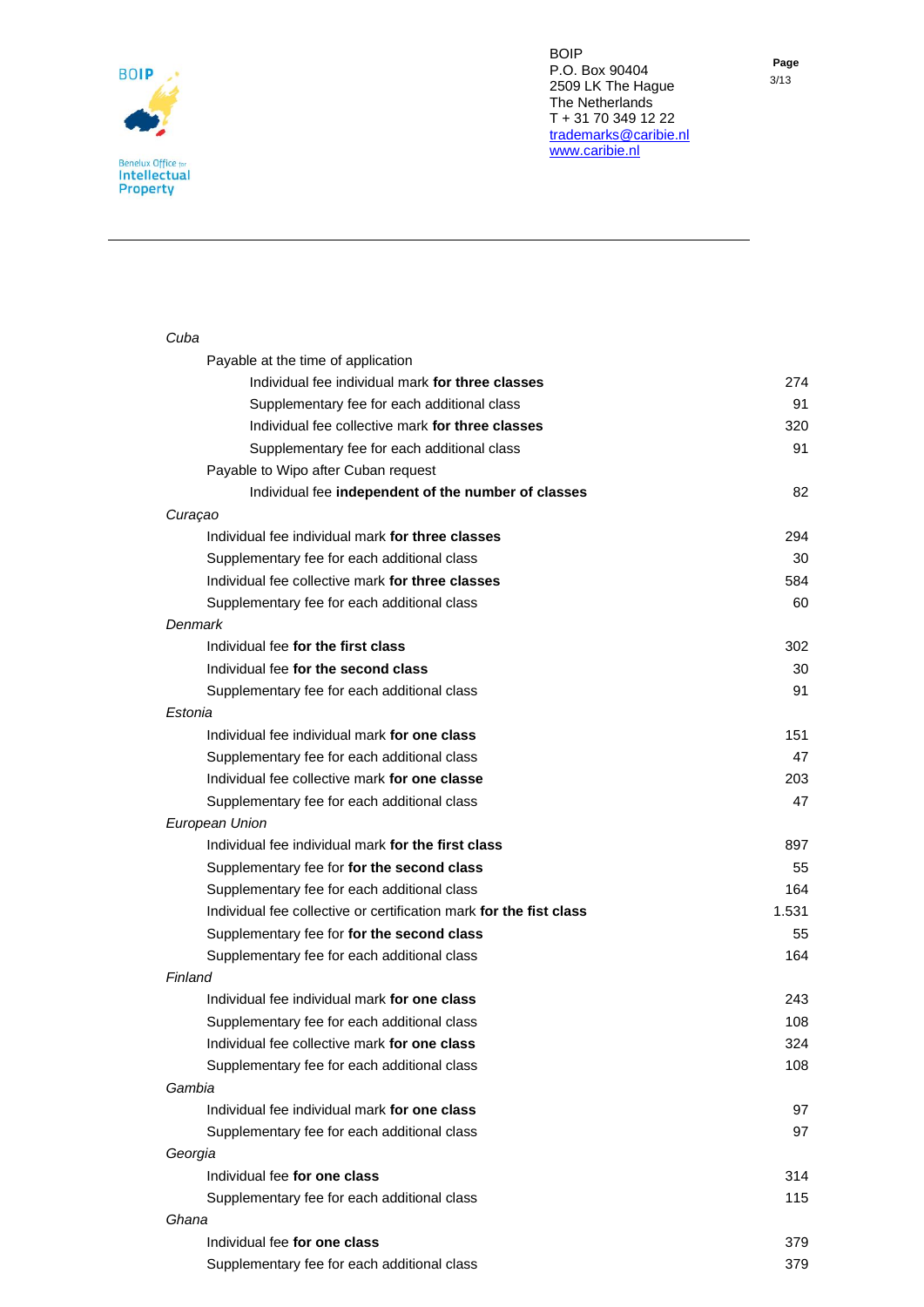*Cuba*

| | |
|---|---|
| Payable at the time of application | |
| Individual fee individual mark **for three classes** | 274 |
| Supplementary fee for each additional class | 91 |
| Individual fee collective mark **for three classes** | 320 |
| Supplementary fee for each additional class | 91 |
| Payable to Wipo after Cuban request | |
| Individual fee **independent of the number of classes** | 82 |

*Curaçao*

| | |
|---|---|
| Individual fee individual mark **for three classes** | 294 |
| Supplementary fee for each additional class | 30 |
| Individual fee collective mark **for three classes** | 584 |
| Supplementary fee for each additional class | 60 |

*Denmark*

| | |
|---|---|
| Individual fee **for the first class** | 302 |
| Individual fee **for the second class** | 30 |
| Supplementary fee for each additional class | 91 |

*Estonia*

| | |
|---|---|
| Individual fee individual mark **for one class** | 151 |
| Supplementary fee for each additional class | 47 |
| Individual fee collective mark **for one classe** | 203 |
| Supplementary fee for each additional class | 47 |

*European Union*

| | |
|---|---|
| Individual fee individual mark **for the first class** | 897 |
| Supplementary fee for **for the second class** | 55 |
| Supplementary fee for each additional class | 164 |
| Individual fee collective or certification mark **for the fist class** | 1.531 |
| Supplementary fee for **for the second class** | 55 |
| Supplementary fee for each additional class | 164 |

*Finland*

| | |
|---|---|
| Individual fee individual mark **for one class** | 243 |
| Supplementary fee for each additional class | 108 |
| Individual fee collective mark **for one class** | 324 |
| Supplementary fee for each additional class | 108 |

*Gambia*

| | |
|---|---|
| Individual fee individual mark **for one class** | 97 |
| Supplementary fee for each additional class | 97 |

*Georgia*

| | |
|---|---|
| Individual fee **for one class** | 314 |
| Supplementary fee for each additional class | 115 |

*Ghana*

| | |
|---|---|
| Individual fee **for one class** | 379 |
| Supplementary fee for each additional class | 379 |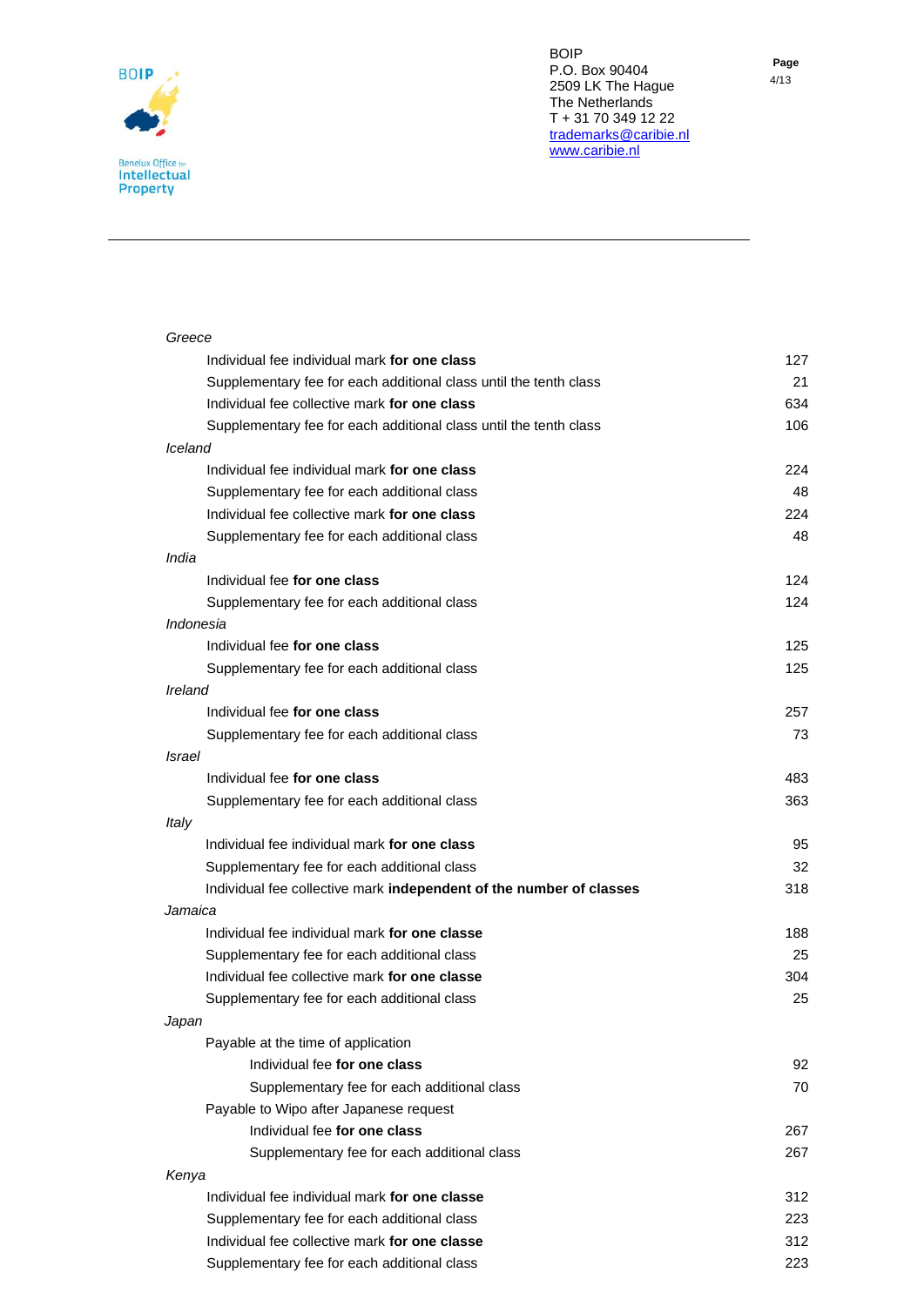| | |
|---|---|
| *Greece* | |
| Individual fee individual mark **for one class** | 127 |
| Supplementary fee for each additional class until the tenth class | 21 |
| Individual fee collective mark **for one class** | 634 |
| Supplementary fee for each additional class until the tenth class | 106 |
| *Iceland* | |
| Individual fee individual mark **for one class** | 224 |
| Supplementary fee for each additional class | 48 |
| Individual fee collective mark **for one class** | 224 |
| Supplementary fee for each additional class | 48 |
| *India* | |
| Individual fee **for one class** | 124 |
| Supplementary fee for each additional class | 124 |
| *Indonesia* | |
| Individual fee **for one class** | 125 |
| Supplementary fee for each additional class | 125 |
| *Ireland* | |
| Individual fee **for one class** | 257 |
| Supplementary fee for each additional class | 73 |
| *Israel* | |
| Individual fee **for one class** | 483 |
| Supplementary fee for each additional class | 363 |
| *Italy* | |
| Individual fee individual mark **for one class** | 95 |
| Supplementary fee for each additional class | 32 |
| Individual fee collective mark **independent of the number of classes** | 318 |
| *Jamaica* | |
| Individual fee individual mark **for one classe** | 188 |
| Supplementary fee for each additional class | 25 |
| Individual fee collective mark **for one classe** | 304 |
| Supplementary fee for each additional class | 25 |
| *Japan* | |
| Payable at the time of application | |
| Individual fee **for one class** | 92 |
| Supplementary fee for each additional class | 70 |
| Payable to Wipo after Japanese request | |
| Individual fee **for one class** | 267 |
| Supplementary fee for each additional class | 267 |
| *Kenya* | |
| Individual fee individual mark **for one classe** | 312 |
| Supplementary fee for each additional class | 223 |
| Individual fee collective mark **for one classe** | 312 |
| Supplementary fee for each additional class | 223 |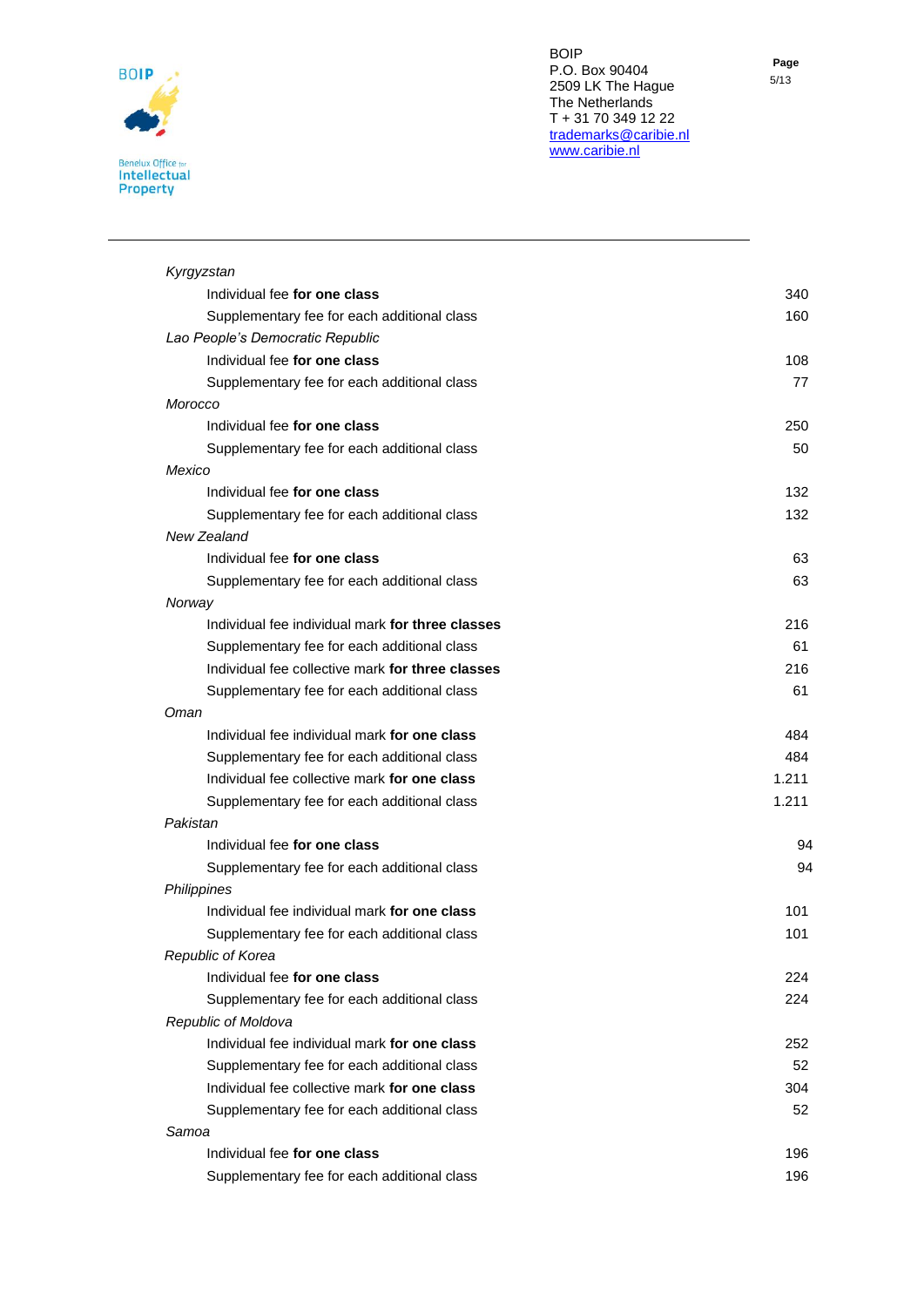| | |
|---|---|
| *Kyrgyzstan* | |
| Individual fee **for one class** | 340 |
| Supplementary fee for each additional class | 160 |
| *Lao People's Democratic Republic* | |
| Individual fee **for one class** | 108 |
| Supplementary fee for each additional class | 77 |
| *Morocco* | |
| Individual fee **for one class** | 250 |
| Supplementary fee for each additional class | 50 |
| *Mexico* | |
| Individual fee **for one class** | 132 |
| Supplementary fee for each additional class | 132 |
| *New Zealand* | |
| Individual fee **for one class** | 63 |
| Supplementary fee for each additional class | 63 |
| *Norway* | |
| Individual fee individual mark **for three classes** | 216 |
| Supplementary fee for each additional class | 61 |
| Individual fee collective mark **for three classes** | 216 |
| Supplementary fee for each additional class | 61 |
| *Oman* | |
| Individual fee individual mark **for one class** | 484 |
| Supplementary fee for each additional class | 484 |
| Individual fee collective mark **for one class** | 1.211 |
| Supplementary fee for each additional class | 1.211 |
| *Pakistan* | |
| Individual fee **for one class** | 94 |
| Supplementary fee for each additional class | 94 |
| *Philippines* | |
| Individual fee individual mark **for one class** | 101 |
| Supplementary fee for each additional class | 101 |
| *Republic of Korea* | |
| Individual fee **for one class** | 224 |
| Supplementary fee for each additional class | 224 |
| *Republic of Moldova* | |
| Individual fee individual mark **for one class** | 252 |
| Supplementary fee for each additional class | 52 |
| Individual fee collective mark **for one class** | 304 |
| Supplementary fee for each additional class | 52 |
| *Samoa* | |
| Individual fee **for one class** | 196 |
| Supplementary fee for each additional class | 196 |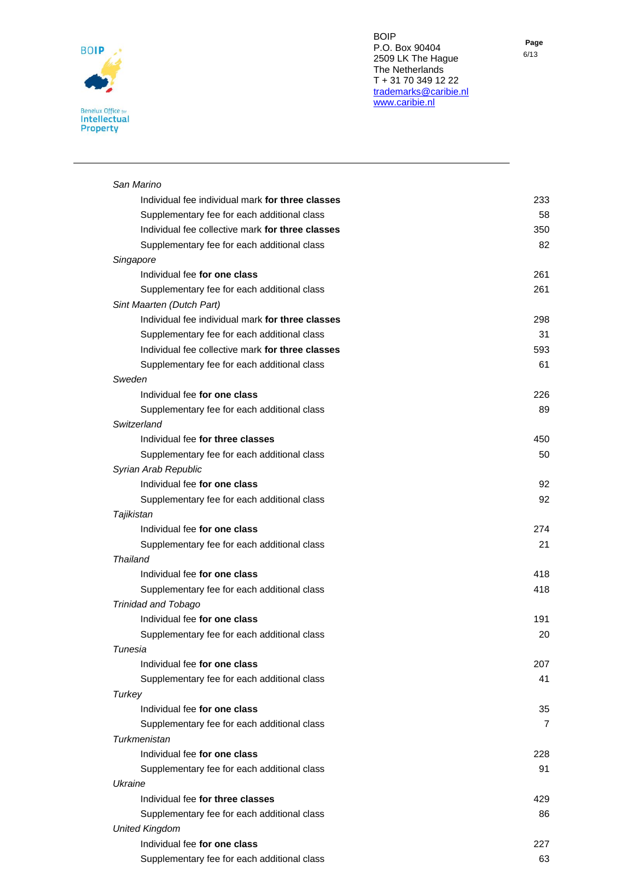| | |
|---|---|
| *San Marino* | |
| Individual fee individual mark **for three classes** | 233 |
| Supplementary fee for each additional class | 58 |
| Individual fee collective mark **for three classes** | 350 |
| Supplementary fee for each additional class | 82 |
| *Singapore* | |
| Individual fee **for one class** | 261 |
| Supplementary fee for each additional class | 261 |
| *Sint Maarten (Dutch Part)* | |
| Individual fee individual mark **for three classes** | 298 |
| Supplementary fee for each additional class | 31 |
| Individual fee collective mark **for three classes** | 593 |
| Supplementary fee for each additional class | 61 |
| *Sweden* | |
| Individual fee **for one class** | 226 |
| Supplementary fee for each additional class | 89 |
| *Switzerland* | |
| Individual fee **for three classes** | 450 |
| Supplementary fee for each additional class | 50 |
| *Syrian Arab Republic* | |
| Individual fee **for one class** | 92 |
| Supplementary fee for each additional class | 92 |
| *Tajikistan* | |
| Individual fee **for one class** | 274 |
| Supplementary fee for each additional class | 21 |
| *Thailand* | |
| Individual fee **for one class** | 418 |
| Supplementary fee for each additional class | 418 |
| *Trinidad and Tobago* | |
| Individual fee **for one class** | 191 |
| Supplementary fee for each additional class | 20 |
| *Tunesia* | |
| Individual fee **for one class** | 207 |
| Supplementary fee for each additional class | 41 |
| *Turkey* | |
| Individual fee **for one class** | 35 |
| Supplementary fee for each additional class | 7 |
| *Turkmenistan* | |
| Individual fee **for one class** | 228 |
| Supplementary fee for each additional class | 91 |
| *Ukraine* | |
| Individual fee **for three classes** | 429 |
| Supplementary fee for each additional class | 86 |
| *United Kingdom* | |
| Individual fee **for one class** | 227 |
| Supplementary fee for each additional class | 63 |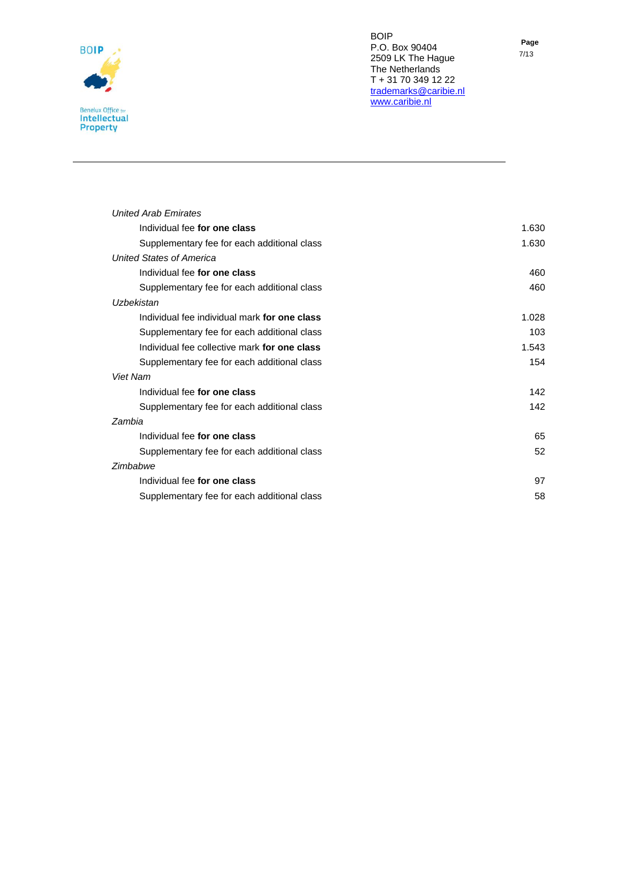| | |
|---|---:|
| *United Arab Emirates* | |
| Individual fee **for one class** | 1.630 |
| Supplementary fee for each additional class | 1.630 |
| *United States of America* | |
| Individual fee **for one class** | 460 |
| Supplementary fee for each additional class | 460 |
| *Uzbekistan* | |
| Individual fee individual mark **for one class** | 1.028 |
| Supplementary fee for each additional class | 103 |
| Individual fee collective mark **for one class** | 1.543 |
| Supplementary fee for each additional class | 154 |
| *Viet Nam* | |
| Individual fee **for one class** | 142 |
| Supplementary fee for each additional class | 142 |
| *Zambia* | |
| Individual fee **for one class** | 65 |
| Supplementary fee for each additional class | 52 |
| *Zimbabwe* | |
| Individual fee **for one class** | 97 |
| Supplementary fee for each additional class | 58 |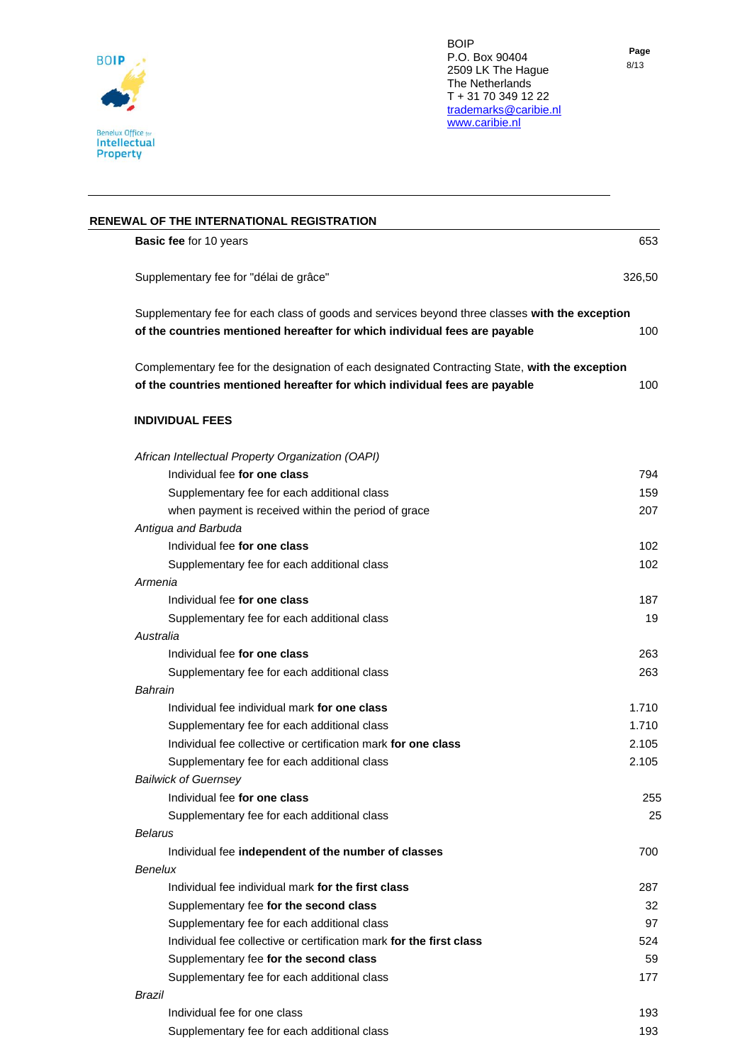BOIP
P.O. Box 90404
2509 LK The Hague
The Netherlands
T + 31 70 349 12 22
trademarks@caribie.nl
www.caribie.nl

## RENEWAL OF THE INTERNATIONAL REGISTRATION

| | |
|---|---|
| **Basic fee** for 10 years | 653 |
| Supplementary fee for "délai de grâce" | 326,50 |
| Supplementary fee for each class of goods and services beyond three classes **with the exception of the countries mentioned hereafter for which individual fees are payable** | 100 |
| Complementary fee for the designation of each designated Contracting State, **with the exception of the countries mentioned hereafter for which individual fees are payable** | 100 |

### INDIVIDUAL FEES

| | |
|---|---|
| *African Intellectual Property Organization (OAPI)* | |
| Individual fee **for one class** | 794 |
| Supplementary fee for each additional class | 159 |
| when payment is received within the period of grace | 207 |
| *Antigua and Barbuda* | |
| Individual fee **for one class** | 102 |
| Supplementary fee for each additional class | 102 |
| *Armenia* | |
| Individual fee **for one class** | 187 |
| Supplementary fee for each additional class | 19 |
| *Australia* | |
| Individual fee **for one class** | 263 |
| Supplementary fee for each additional class | 263 |
| *Bahrain* | |
| Individual fee individual mark **for one class** | 1.710 |
| Supplementary fee for each additional class | 1.710 |
| Individual fee collective or certification mark **for one class** | 2.105 |
| Supplementary fee for each additional class | 2.105 |
| *Bailwick of Guernsey* | |
| Individual fee **for one class** | 255 |
| Supplementary fee for each additional class | 25 |
| *Belarus* | |
| Individual fee **independent of the number of classes** | 700 |
| *Benelux* | |
| Individual fee individual mark **for the first class** | 287 |
| Supplementary fee **for the second class** | 32 |
| Supplementary fee for each additional class | 97 |
| Individual fee collective or certification mark **for the first class** | 524 |
| Supplementary fee **for the second class** | 59 |
| Supplementary fee for each additional class | 177 |
| *Brazil* | |
| Individual fee for one class | 193 |
| Supplementary fee for each additional class | 193 |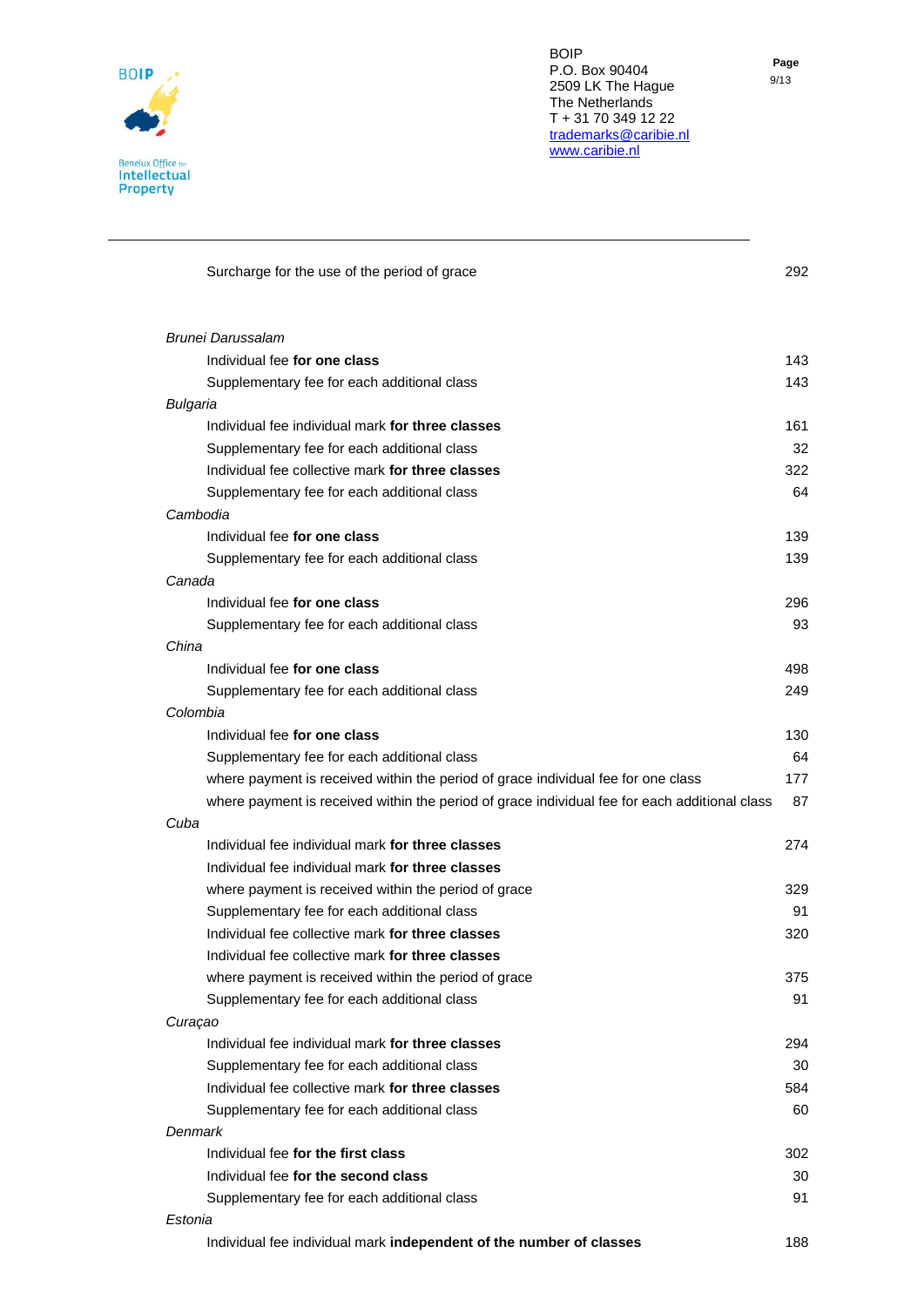| | |
|---|---|
| Surcharge for the use of the period of grace | 292 |
| *Brunei Darussalam* | |
| Individual fee **for one class** | 143 |
| Supplementary fee for each additional class | 143 |
| *Bulgaria* | |
| Individual fee individual mark **for three classes** | 161 |
| Supplementary fee for each additional class | 32 |
| Individual fee collective mark **for three classes** | 322 |
| Supplementary fee for each additional class | 64 |
| *Cambodia* | |
| Individual fee **for one class** | 139 |
| Supplementary fee for each additional class | 139 |
| *Canada* | |
| Individual fee **for one class** | 296 |
| Supplementary fee for each additional class | 93 |
| *China* | |
| Individual fee **for one class** | 498 |
| Supplementary fee for each additional class | 249 |
| *Colombia* | |
| Individual fee **for one class** | 130 |
| Supplementary fee for each additional class | 64 |
| where payment is received within the period of grace individual fee for one class | 177 |
| where payment is received within the period of grace individual fee for each additional class | 87 |
| *Cuba* | |
| Individual fee individual mark **for three classes** | 274 |
| Individual fee individual mark **for three classes** where payment is received within the period of grace | 329 |
| Supplementary fee for each additional class | 91 |
| Individual fee collective mark **for three classes** | 320 |
| Individual fee collective mark **for three classes** where payment is received within the period of grace | 375 |
| Supplementary fee for each additional class | 91 |
| *Curaçao* | |
| Individual fee individual mark **for three classes** | 294 |
| Supplementary fee for each additional class | 30 |
| Individual fee collective mark **for three classes** | 584 |
| Supplementary fee for each additional class | 60 |
| *Denmark* | |
| Individual fee **for the first class** | 302 |
| Individual fee **for the second class** | 30 |
| Supplementary fee for each additional class | 91 |
| *Estonia* | |
| Individual fee individual mark **independent of the number of classes** | 188 |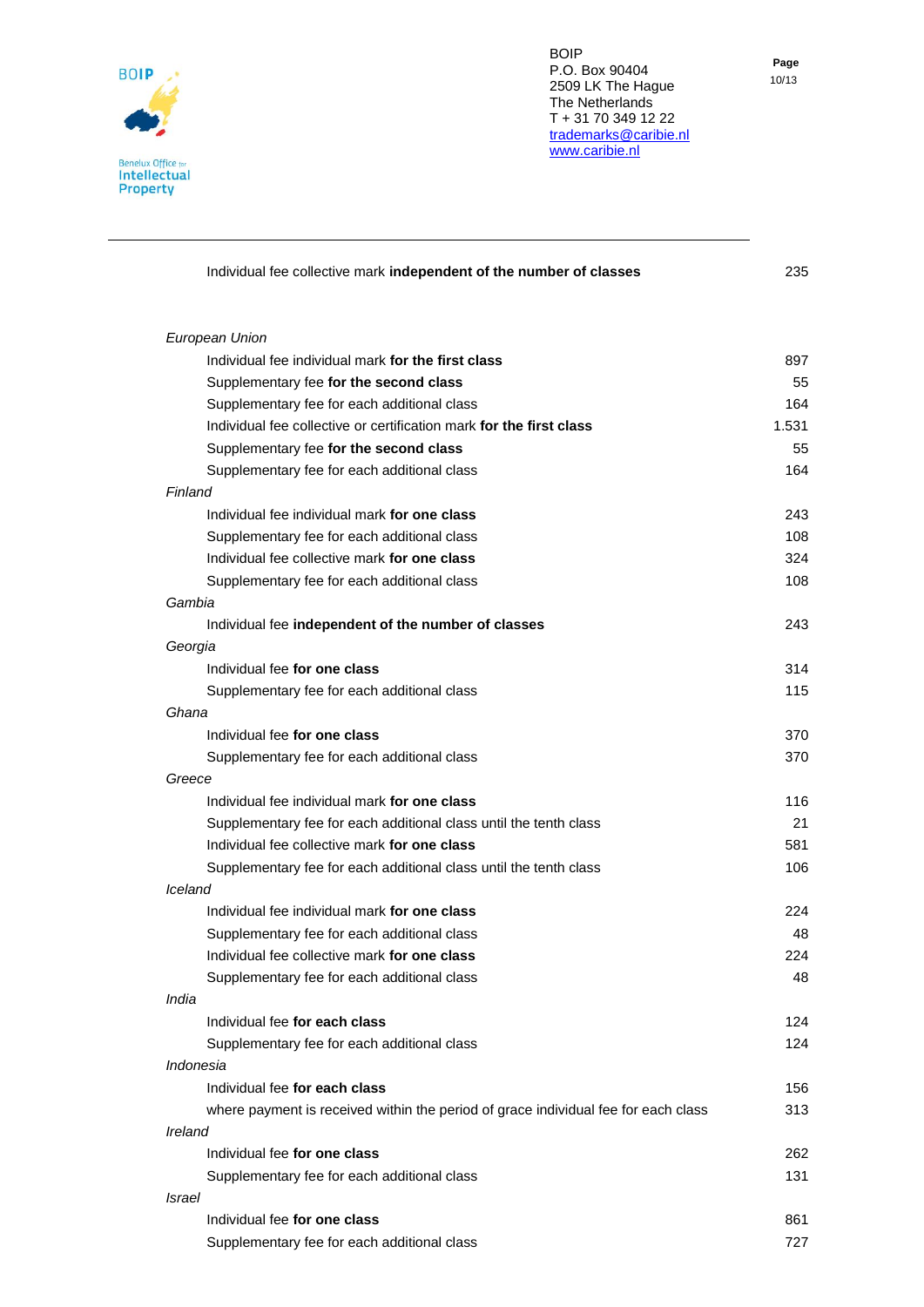| | |
|---|---|
| Individual fee collective mark **independent of the number of classes** | 235 |
| *European Union* | |
| Individual fee individual mark **for the first class** | 897 |
| Supplementary fee **for the second class** | 55 |
| Supplementary fee for each additional class | 164 |
| Individual fee collective or certification mark **for the first class** | 1.531 |
| Supplementary fee **for the second class** | 55 |
| Supplementary fee for each additional class | 164 |
| *Finland* | |
| Individual fee individual mark **for one class** | 243 |
| Supplementary fee for each additional class | 108 |
| Individual fee collective mark **for one class** | 324 |
| Supplementary fee for each additional class | 108 |
| *Gambia* | |
| Individual fee **independent of the number of classes** | 243 |
| *Georgia* | |
| Individual fee **for one class** | 314 |
| Supplementary fee for each additional class | 115 |
| *Ghana* | |
| Individual fee **for one class** | 370 |
| Supplementary fee for each additional class | 370 |
| *Greece* | |
| Individual fee individual mark **for one class** | 116 |
| Supplementary fee for each additional class until the tenth class | 21 |
| Individual fee collective mark **for one class** | 581 |
| Supplementary fee for each additional class until the tenth class | 106 |
| *Iceland* | |
| Individual fee individual mark **for one class** | 224 |
| Supplementary fee for each additional class | 48 |
| Individual fee collective mark **for one class** | 224 |
| Supplementary fee for each additional class | 48 |
| *India* | |
| Individual fee **for each class** | 124 |
| Supplementary fee for each additional class | 124 |
| *Indonesia* | |
| Individual fee **for each class** | 156 |
| where payment is received within the period of grace individual fee for each class | 313 |
| *Ireland* | |
| Individual fee **for one class** | 262 |
| Supplementary fee for each additional class | 131 |
| *Israel* | |
| Individual fee **for one class** | 861 |
| Supplementary fee for each additional class | 727 |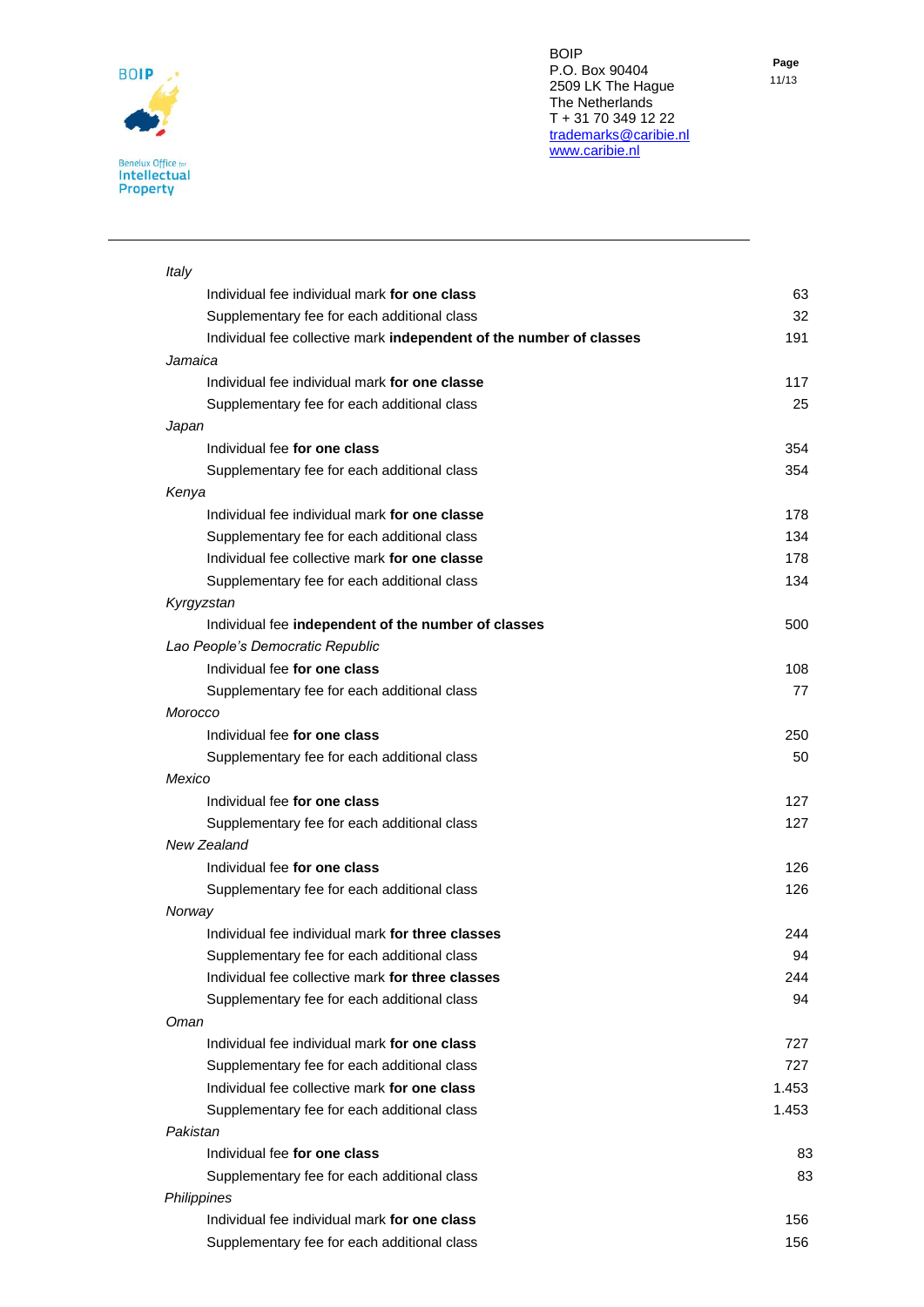*Italy*

| | |
|---|---|
| Individual fee individual mark **for one class** | 63 |
| Supplementary fee for each additional class | 32 |
| Individual fee collective mark **independent of the number of classes** | 191 |

*Jamaica*

| | |
|---|---|
| Individual fee individual mark **for one classe** | 117 |
| Supplementary fee for each additional class | 25 |

*Japan*

| | |
|---|---|
| Individual fee **for one class** | 354 |
| Supplementary fee for each additional class | 354 |

*Kenya*

| | |
|---|---|
| Individual fee individual mark **for one classe** | 178 |
| Supplementary fee for each additional class | 134 |
| Individual fee collective mark **for one classe** | 178 |
| Supplementary fee for each additional class | 134 |

*Kyrgyzstan*

| | |
|---|---|
| Individual fee **independent of the number of classes** | 500 |

*Lao People's Democratic Republic*

| | |
|---|---|
| Individual fee **for one class** | 108 |
| Supplementary fee for each additional class | 77 |

*Morocco*

| | |
|---|---|
| Individual fee **for one class** | 250 |
| Supplementary fee for each additional class | 50 |

*Mexico*

| | |
|---|---|
| Individual fee **for one class** | 127 |
| Supplementary fee for each additional class | 127 |

*New Zealand*

| | |
|---|---|
| Individual fee **for one class** | 126 |
| Supplementary fee for each additional class | 126 |

*Norway*

| | |
|---|---|
| Individual fee individual mark **for three classes** | 244 |
| Supplementary fee for each additional class | 94 |
| Individual fee collective mark **for three classes** | 244 |
| Supplementary fee for each additional class | 94 |

*Oman*

| | |
|---|---|
| Individual fee individual mark **for one class** | 727 |
| Supplementary fee for each additional class | 727 |
| Individual fee collective mark **for one class** | 1.453 |
| Supplementary fee for each additional class | 1.453 |

*Pakistan*

| | |
|---|---|
| Individual fee **for one class** | 83 |
| Supplementary fee for each additional class | 83 |

*Philippines*

| | |
|---|---|
| Individual fee individual mark **for one class** | 156 |
| Supplementary fee for each additional class | 156 |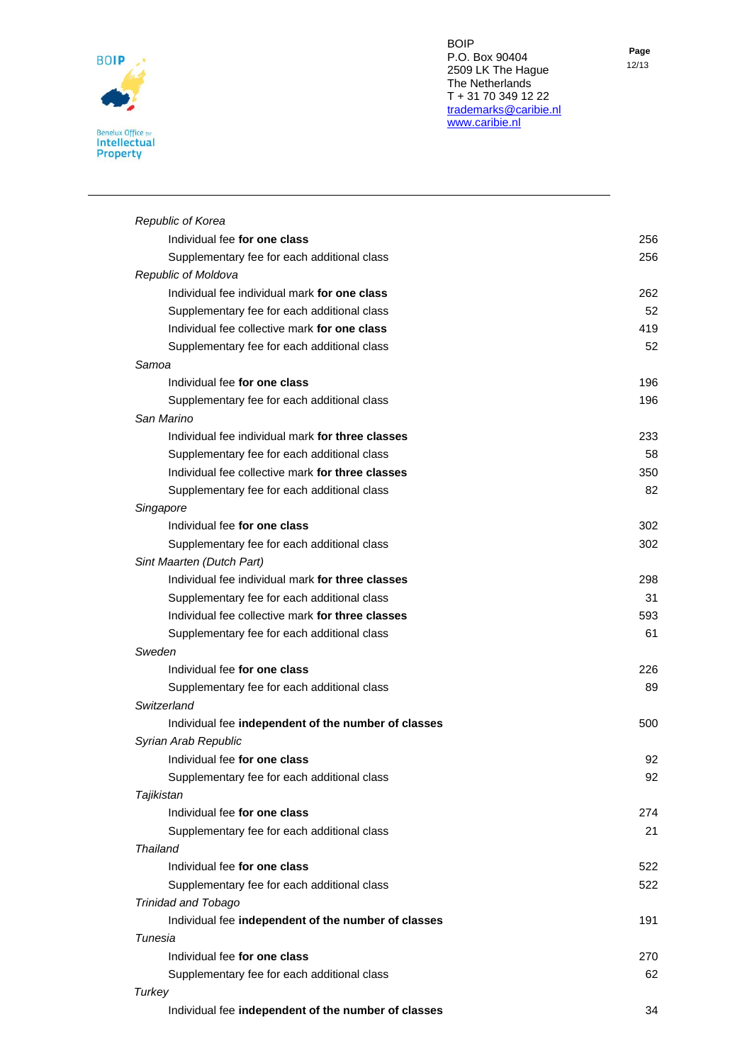| | |
|---|---|
| *Republic of Korea* | |
| Individual fee **for one class** | 256 |
| Supplementary fee for each additional class | 256 |
| *Republic of Moldova* | |
| Individual fee individual mark **for one class** | 262 |
| Supplementary fee for each additional class | 52 |
| Individual fee collective mark **for one class** | 419 |
| Supplementary fee for each additional class | 52 |
| *Samoa* | |
| Individual fee **for one class** | 196 |
| Supplementary fee for each additional class | 196 |
| *San Marino* | |
| Individual fee individual mark **for three classes** | 233 |
| Supplementary fee for each additional class | 58 |
| Individual fee collective mark **for three classes** | 350 |
| Supplementary fee for each additional class | 82 |
| *Singapore* | |
| Individual fee **for one class** | 302 |
| Supplementary fee for each additional class | 302 |
| *Sint Maarten (Dutch Part)* | |
| Individual fee individual mark **for three classes** | 298 |
| Supplementary fee for each additional class | 31 |
| Individual fee collective mark **for three classes** | 593 |
| Supplementary fee for each additional class | 61 |
| *Sweden* | |
| Individual fee **for one class** | 226 |
| Supplementary fee for each additional class | 89 |
| *Switzerland* | |
| Individual fee **independent of the number of classes** | 500 |
| *Syrian Arab Republic* | |
| Individual fee **for one class** | 92 |
| Supplementary fee for each additional class | 92 |
| *Tajikistan* | |
| Individual fee **for one class** | 274 |
| Supplementary fee for each additional class | 21 |
| *Thailand* | |
| Individual fee **for one class** | 522 |
| Supplementary fee for each additional class | 522 |
| *Trinidad and Tobago* | |
| Individual fee **independent of the number of classes** | 191 |
| *Tunesia* | |
| Individual fee **for one class** | 270 |
| Supplementary fee for each additional class | 62 |
| *Turkey* | |
| Individual fee **independent of the number of classes** | 34 |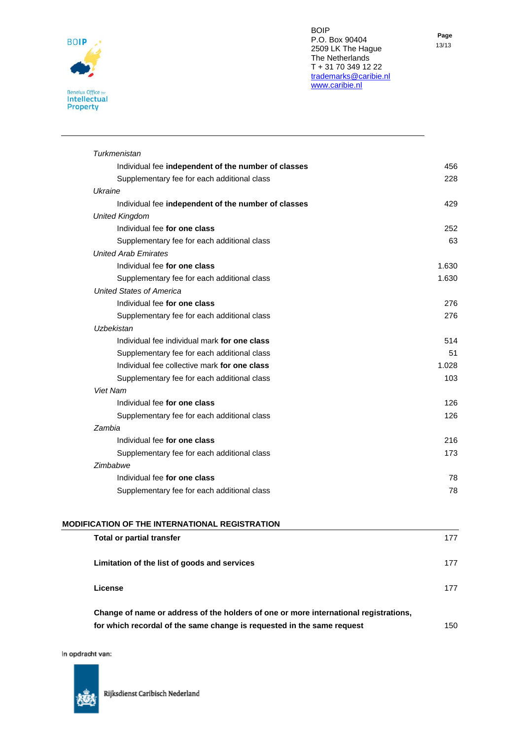BOIP
P.O. Box 90404
2509 LK The Hague
The Netherlands
T + 31 70 349 12 22
trademarks@caribie.nl
www.caribie.nl

| | |
|---|---|
| *Turkmenistan* | |
| Individual fee **independent of the number of classes** | 456 |
| Supplementary fee for each additional class | 228 |
| *Ukraine* | |
| Individual fee **independent of the number of classes** | 429 |
| *United Kingdom* | |
| Individual fee **for one class** | 252 |
| Supplementary fee for each additional class | 63 |
| *United Arab Emirates* | |
| Individual fee **for one class** | 1.630 |
| Supplementary fee for each additional class | 1.630 |
| *United States of America* | |
| Individual fee **for one class** | 276 |
| Supplementary fee for each additional class | 276 |
| *Uzbekistan* | |
| Individual fee individual mark **for one class** | 514 |
| Supplementary fee for each additional class | 51 |
| Individual fee collective mark **for one class** | 1.028 |
| Supplementary fee for each additional class | 103 |
| *Viet Nam* | |
| Individual fee **for one class** | 126 |
| Supplementary fee for each additional class | 126 |
| *Zambia* | |
| Individual fee **for one class** | 216 |
| Supplementary fee for each additional class | 173 |
| *Zimbabwe* | |
| Individual fee **for one class** | 78 |
| Supplementary fee for each additional class | 78 |

## MODIFICATION OF THE INTERNATIONAL REGISTRATION

| | |
|---|---|
| **Total or partial transfer** | 177 |
| **Limitation of the list of goods and services** | 177 |
| **License** | 177 |
| **Change of name or address of the holders of one or more international registrations, for which recordal of the same change is requested in the same request** | 150 |

In opdracht van:

Rijksdienst Caribisch Nederland